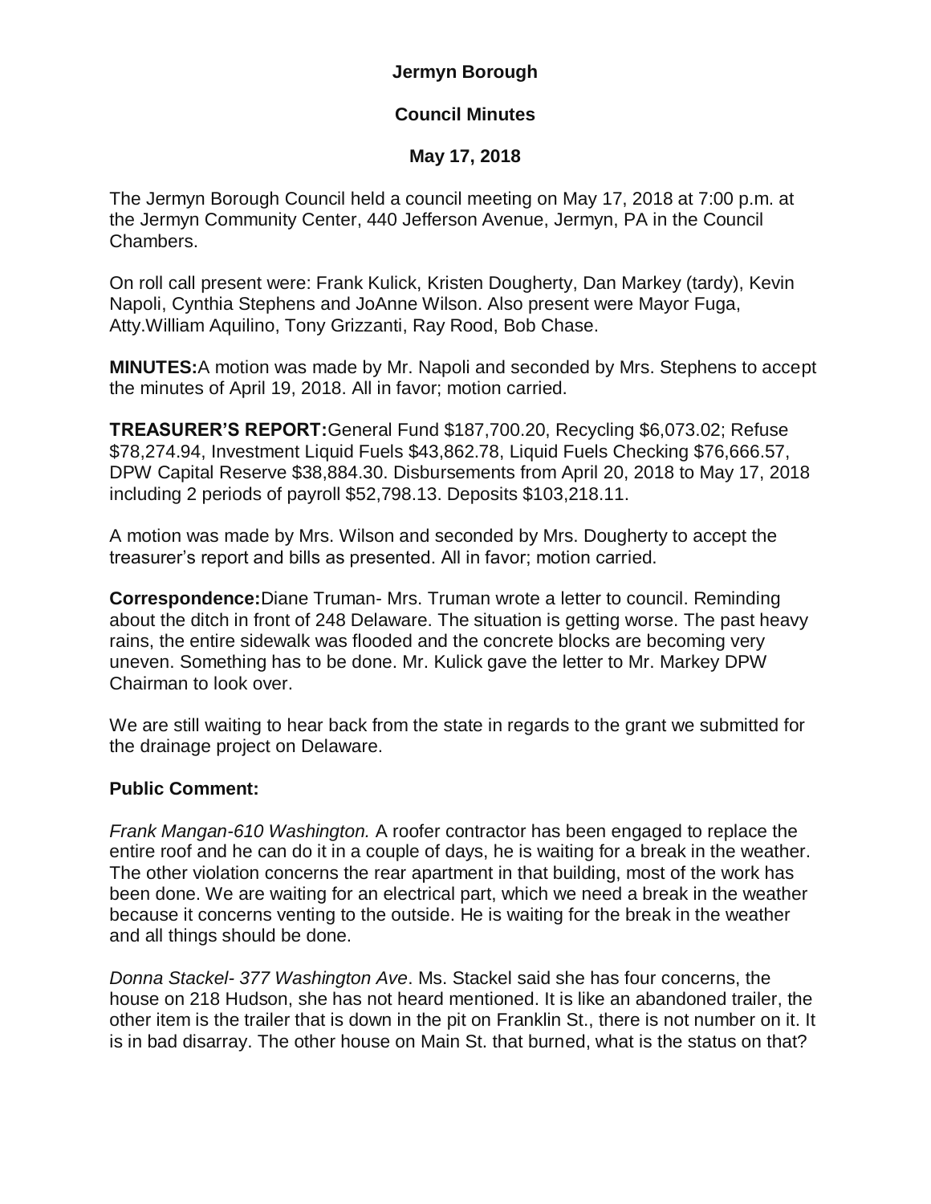**Jermyn Borough**

**Council Minutes**

**May 17, 2018**

The Jermyn Borough Council held a council meeting on May 17, 2018 at 7:00 p.m. at the Jermyn Community Center, 440 Jefferson Avenue, Jermyn, PA in the Council Chambers.

On roll call present were: Frank Kulick, Kristen Dougherty, Dan Markey (tardy), Kevin Napoli, Cynthia Stephens and JoAnne Wilson. Also present were Mayor Fuga, Atty.William Aquilino, Tony Grizzanti, Ray Rood, Bob Chase.

**MINUTES:**A motion was made by Mr. Napoli and seconded by Mrs. Stephens to accept the minutes of April 19, 2018. All in favor; motion carried.

**TREASURER'S REPORT:**General Fund $187,700.20, Recycling $6,073.02; Refuse $78,274.94, Investment Liquid Fuels $43,862.78, Liquid Fuels Checking $76,666.57, DPW Capital Reserve $38,884.30. Disbursements from April 20, 2018 to May 17, 2018 including 2 periods of payroll $52,798.13. Deposits $103,218.11.

A motion was made by Mrs. Wilson and seconded by Mrs. Dougherty to accept the treasurer's report and bills as presented. All in favor; motion carried.

**Correspondence:**Diane Truman- Mrs. Truman wrote a letter to council. Reminding about the ditch in front of 248 Delaware. The situation is getting worse. The past heavy rains, the entire sidewalk was flooded and the concrete blocks are becoming very uneven. Something has to be done. Mr. Kulick gave the letter to Mr. Markey DPW Chairman to look over.

We are still waiting to hear back from the state in regards to the grant we submitted for the drainage project on Delaware.

**Public Comment:**

*Frank Mangan-610 Washington.* A roofer contractor has been engaged to replace the entire roof and he can do it in a couple of days, he is waiting for a break in the weather. The other violation concerns the rear apartment in that building, most of the work has been done. We are waiting for an electrical part, which we need a break in the weather because it concerns venting to the outside. He is waiting for the break in the weather and all things should be done.

*Donna Stackel- 377 Washington Ave*. Ms. Stackel said she has four concerns, the house on 218 Hudson, she has not heard mentioned. It is like an abandoned trailer, the other item is the trailer that is down in the pit on Franklin St., there is not number on it. It is in bad disarray. The other house on Main St. that burned, what is the status on that?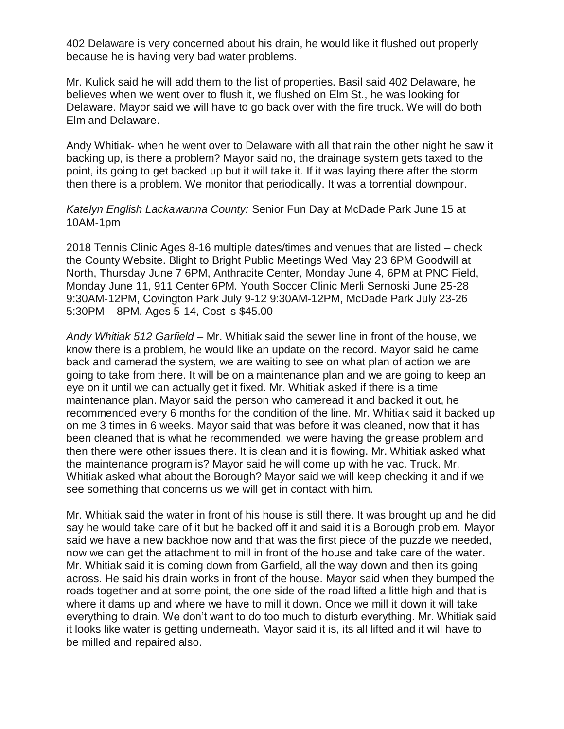402 Delaware is very concerned about his drain, he would like it flushed out properly because he is having very bad water problems.

Mr. Kulick said he will add them to the list of properties. Basil said 402 Delaware, he believes when we went over to flush it, we flushed on Elm St., he was looking for Delaware. Mayor said we will have to go back over with the fire truck. We will do both Elm and Delaware.

Andy Whitiak- when he went over to Delaware with all that rain the other night he saw it backing up, is there a problem? Mayor said no, the drainage system gets taxed to the point, its going to get backed up but it will take it. If it was laying there after the storm then there is a problem. We monitor that periodically. It was a torrential downpour.

*Katelyn English Lackawanna County:* Senior Fun Day at McDade Park June 15 at 10AM-1pm

2018 Tennis Clinic Ages 8-16 multiple dates/times and venues that are listed – check the County Website. Blight to Bright Public Meetings Wed May 23 6PM Goodwill at North, Thursday June 7 6PM, Anthracite Center, Monday June 4, 6PM at PNC Field, Monday June 11, 911 Center 6PM. Youth Soccer Clinic Merli Sernoski June 25-28 9:30AM-12PM, Covington Park July 9-12 9:30AM-12PM, McDade Park July 23-26 5:30PM – 8PM. Ages 5-14, Cost is $45.00

*Andy Whitiak 512 Garfield* – Mr. Whitiak said the sewer line in front of the house, we know there is a problem, he would like an update on the record. Mayor said he came back and camerad the system, we are waiting to see on what plan of action we are going to take from there. It will be on a maintenance plan and we are going to keep an eye on it until we can actually get it fixed. Mr. Whitiak asked if there is a time maintenance plan. Mayor said the person who cameread it and backed it out, he recommended every 6 months for the condition of the line. Mr. Whitiak said it backed up on me 3 times in 6 weeks. Mayor said that was before it was cleaned, now that it has been cleaned that is what he recommended, we were having the grease problem and then there were other issues there. It is clean and it is flowing. Mr. Whitiak asked what the maintenance program is? Mayor said he will come up with he vac. Truck. Mr. Whitiak asked what about the Borough? Mayor said we will keep checking it and if we see something that concerns us we will get in contact with him.

Mr. Whitiak said the water in front of his house is still there. It was brought up and he did say he would take care of it but he backed off it and said it is a Borough problem. Mayor said we have a new backhoe now and that was the first piece of the puzzle we needed, now we can get the attachment to mill in front of the house and take care of the water. Mr. Whitiak said it is coming down from Garfield, all the way down and then its going across. He said his drain works in front of the house. Mayor said when they bumped the roads together and at some point, the one side of the road lifted a little high and that is where it dams up and where we have to mill it down. Once we mill it down it will take everything to drain. We don't want to do too much to disturb everything. Mr. Whitiak said it looks like water is getting underneath. Mayor said it is, its all lifted and it will have to be milled and repaired also.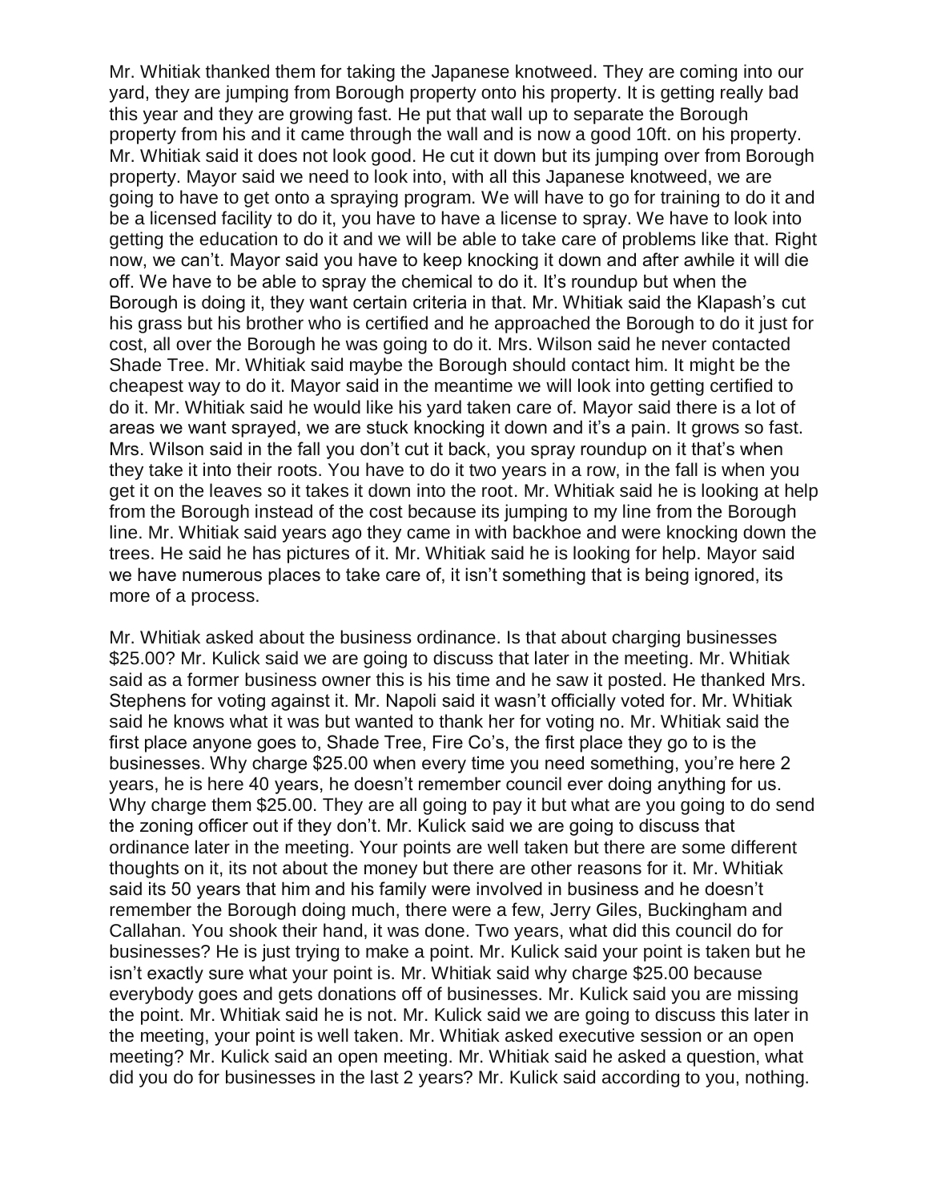Mr. Whitiak thanked them for taking the Japanese knotweed. They are coming into our yard, they are jumping from Borough property onto his property. It is getting really bad this year and they are growing fast. He put that wall up to separate the Borough property from his and it came through the wall and is now a good 10ft. on his property. Mr. Whitiak said it does not look good. He cut it down but its jumping over from Borough property. Mayor said we need to look into, with all this Japanese knotweed, we are going to have to get onto a spraying program. We will have to go for training to do it and be a licensed facility to do it, you have to have a license to spray. We have to look into getting the education to do it and we will be able to take care of problems like that. Right now, we can't. Mayor said you have to keep knocking it down and after awhile it will die off. We have to be able to spray the chemical to do it. It's roundup but when the Borough is doing it, they want certain criteria in that. Mr. Whitiak said the Klapash's cut his grass but his brother who is certified and he approached the Borough to do it just for cost, all over the Borough he was going to do it. Mrs. Wilson said he never contacted Shade Tree. Mr. Whitiak said maybe the Borough should contact him. It might be the cheapest way to do it. Mayor said in the meantime we will look into getting certified to do it. Mr. Whitiak said he would like his yard taken care of. Mayor said there is a lot of areas we want sprayed, we are stuck knocking it down and it's a pain. It grows so fast. Mrs. Wilson said in the fall you don't cut it back, you spray roundup on it that's when they take it into their roots. You have to do it two years in a row, in the fall is when you get it on the leaves so it takes it down into the root. Mr. Whitiak said he is looking at help from the Borough instead of the cost because its jumping to my line from the Borough line. Mr. Whitiak said years ago they came in with backhoe and were knocking down the trees. He said he has pictures of it. Mr. Whitiak said he is looking for help. Mayor said we have numerous places to take care of, it isn't something that is being ignored, its more of a process.

Mr. Whitiak asked about the business ordinance. Is that about charging businesses $25.00? Mr. Kulick said we are going to discuss that later in the meeting. Mr. Whitiak said as a former business owner this is his time and he saw it posted. He thanked Mrs. Stephens for voting against it. Mr. Napoli said it wasn't officially voted for. Mr. Whitiak said he knows what it was but wanted to thank her for voting no. Mr. Whitiak said the first place anyone goes to, Shade Tree, Fire Co's, the first place they go to is the businesses. Why charge $25.00 when every time you need something, you're here 2 years, he is here 40 years, he doesn't remember council ever doing anything for us. Why charge them $25.00. They are all going to pay it but what are you going to do send the zoning officer out if they don't. Mr. Kulick said we are going to discuss that ordinance later in the meeting. Your points are well taken but there are some different thoughts on it, its not about the money but there are other reasons for it. Mr. Whitiak said its 50 years that him and his family were involved in business and he doesn't remember the Borough doing much, there were a few, Jerry Giles, Buckingham and Callahan. You shook their hand, it was done. Two years, what did this council do for businesses? He is just trying to make a point. Mr. Kulick said your point is taken but he isn't exactly sure what your point is. Mr. Whitiak said why charge $25.00 because everybody goes and gets donations off of businesses. Mr. Kulick said you are missing the point. Mr. Whitiak said he is not. Mr. Kulick said we are going to discuss this later in the meeting, your point is well taken. Mr. Whitiak asked executive session or an open meeting? Mr. Kulick said an open meeting. Mr. Whitiak said he asked a question, what did you do for businesses in the last 2 years? Mr. Kulick said according to you, nothing.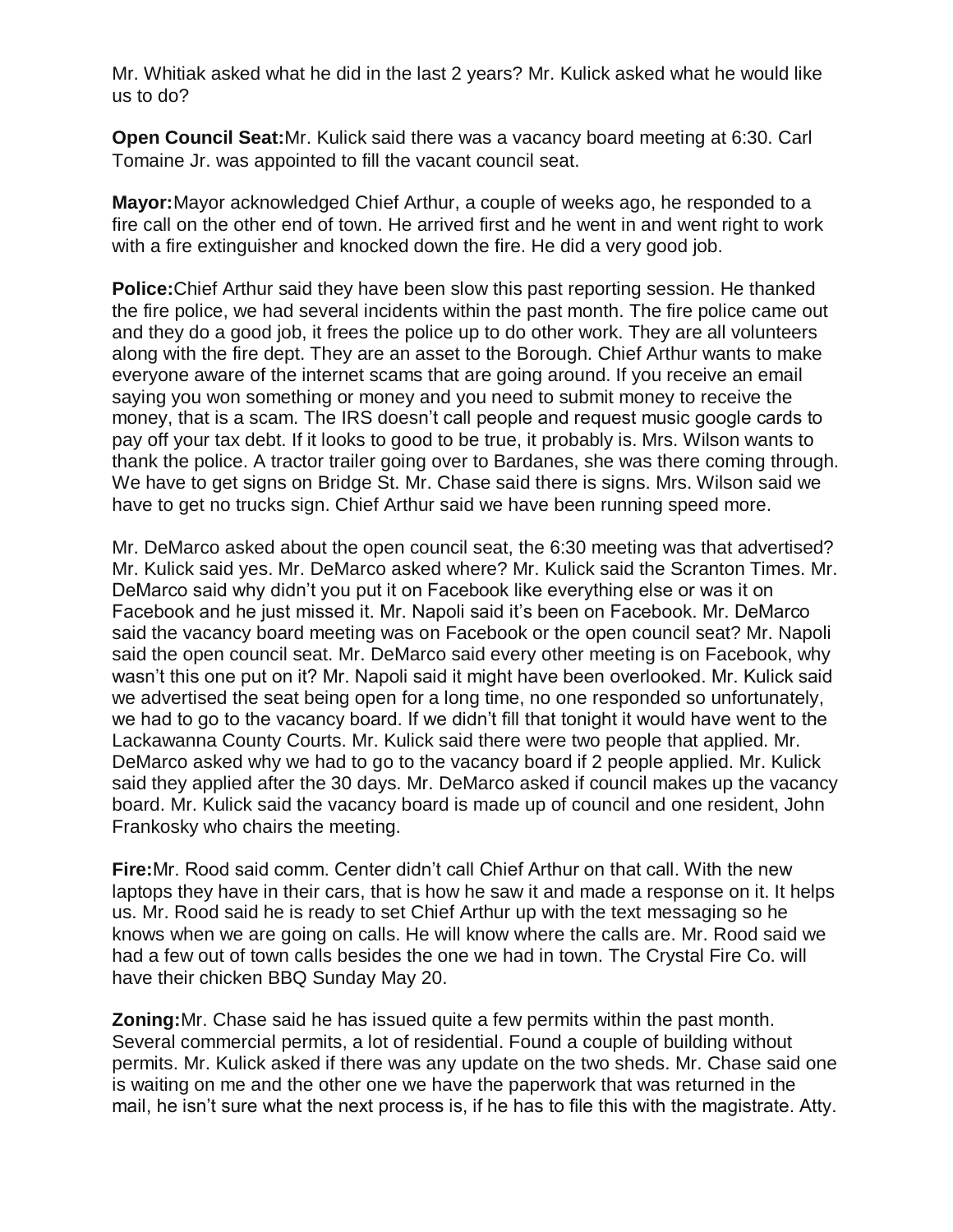Mr. Whitiak asked what he did in the last 2 years? Mr. Kulick asked what he would like us to do?

**Open Council Seat:** Mr. Kulick said there was a vacancy board meeting at 6:30. Carl Tomaine Jr. was appointed to fill the vacant council seat.

**Mayor:** Mayor acknowledged Chief Arthur, a couple of weeks ago, he responded to a fire call on the other end of town. He arrived first and he went in and went right to work with a fire extinguisher and knocked down the fire. He did a very good job.

**Police:** Chief Arthur said they have been slow this past reporting session. He thanked the fire police, we had several incidents within the past month. The fire police came out and they do a good job, it frees the police up to do other work. They are all volunteers along with the fire dept. They are an asset to the Borough. Chief Arthur wants to make everyone aware of the internet scams that are going around. If you receive an email saying you won something or money and you need to submit money to receive the money, that is a scam. The IRS doesn't call people and request music google cards to pay off your tax debt. If it looks to good to be true, it probably is. Mrs. Wilson wants to thank the police. A tractor trailer going over to Bardanes, she was there coming through. We have to get signs on Bridge St. Mr. Chase said there is signs. Mrs. Wilson said we have to get no trucks sign. Chief Arthur said we have been running speed more.

Mr. DeMarco asked about the open council seat, the 6:30 meeting was that advertised? Mr. Kulick said yes. Mr. DeMarco asked where? Mr. Kulick said the Scranton Times. Mr. DeMarco said why didn't you put it on Facebook like everything else or was it on Facebook and he just missed it. Mr. Napoli said it's been on Facebook. Mr. DeMarco said the vacancy board meeting was on Facebook or the open council seat? Mr. Napoli said the open council seat. Mr. DeMarco said every other meeting is on Facebook, why wasn't this one put on it? Mr. Napoli said it might have been overlooked. Mr. Kulick said we advertised the seat being open for a long time, no one responded so unfortunately, we had to go to the vacancy board. If we didn't fill that tonight it would have went to the Lackawanna County Courts. Mr. Kulick said there were two people that applied. Mr. DeMarco asked why we had to go to the vacancy board if 2 people applied. Mr. Kulick said they applied after the 30 days. Mr. DeMarco asked if council makes up the vacancy board. Mr. Kulick said the vacancy board is made up of council and one resident, John Frankosky who chairs the meeting.

**Fire:** Mr. Rood said comm. Center didn't call Chief Arthur on that call. With the new laptops they have in their cars, that is how he saw it and made a response on it. It helps us. Mr. Rood said he is ready to set Chief Arthur up with the text messaging so he knows when we are going on calls. He will know where the calls are. Mr. Rood said we had a few out of town calls besides the one we had in town. The Crystal Fire Co. will have their chicken BBQ Sunday May 20.

**Zoning:** Mr. Chase said he has issued quite a few permits within the past month. Several commercial permits, a lot of residential. Found a couple of building without permits. Mr. Kulick asked if there was any update on the two sheds. Mr. Chase said one is waiting on me and the other one we have the paperwork that was returned in the mail, he isn't sure what the next process is, if he has to file this with the magistrate. Atty.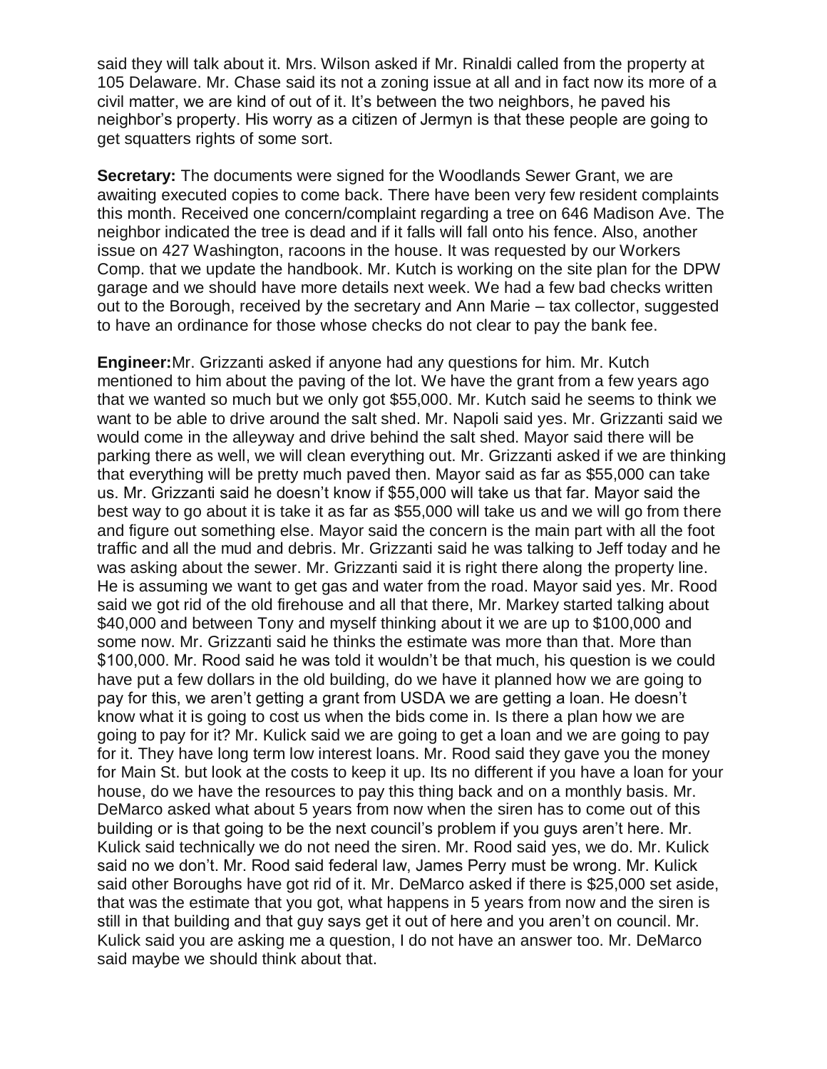said they will talk about it. Mrs. Wilson asked if Mr. Rinaldi called from the property at 105 Delaware. Mr. Chase said its not a zoning issue at all and in fact now its more of a civil matter, we are kind of out of it. It's between the two neighbors, he paved his neighbor's property. His worry as a citizen of Jermyn is that these people are going to get squatters rights of some sort.

**Secretary:** The documents were signed for the Woodlands Sewer Grant, we are awaiting executed copies to come back. There have been very few resident complaints this month. Received one concern/complaint regarding a tree on 646 Madison Ave. The neighbor indicated the tree is dead and if it falls will fall onto his fence. Also, another issue on 427 Washington, racoons in the house. It was requested by our Workers Comp. that we update the handbook. Mr. Kutch is working on the site plan for the DPW garage and we should have more details next week. We had a few bad checks written out to the Borough, received by the secretary and Ann Marie – tax collector, suggested to have an ordinance for those whose checks do not clear to pay the bank fee.

**Engineer:** Mr. Grizzanti asked if anyone had any questions for him. Mr. Kutch mentioned to him about the paving of the lot. We have the grant from a few years ago that we wanted so much but we only got $55,000. Mr. Kutch said he seems to think we want to be able to drive around the salt shed. Mr. Napoli said yes. Mr. Grizzanti said we would come in the alleyway and drive behind the salt shed. Mayor said there will be parking there as well, we will clean everything out. Mr. Grizzanti asked if we are thinking that everything will be pretty much paved then. Mayor said as far as $55,000 can take us. Mr. Grizzanti said he doesn't know if $55,000 will take us that far. Mayor said the best way to go about it is take it as far as $55,000 will take us and we will go from there and figure out something else. Mayor said the concern is the main part with all the foot traffic and all the mud and debris. Mr. Grizzanti said he was talking to Jeff today and he was asking about the sewer. Mr. Grizzanti said it is right there along the property line. He is assuming we want to get gas and water from the road. Mayor said yes. Mr. Rood said we got rid of the old firehouse and all that there, Mr. Markey started talking about $40,000 and between Tony and myself thinking about it we are up to $100,000 and some now. Mr. Grizzanti said he thinks the estimate was more than that. More than $100,000. Mr. Rood said he was told it wouldn't be that much, his question is we could have put a few dollars in the old building, do we have it planned how we are going to pay for this, we aren't getting a grant from USDA we are getting a loan. He doesn't know what it is going to cost us when the bids come in. Is there a plan how we are going to pay for it? Mr. Kulick said we are going to get a loan and we are going to pay for it. They have long term low interest loans. Mr. Rood said they gave you the money for Main St. but look at the costs to keep it up. Its no different if you have a loan for your house, do we have the resources to pay this thing back and on a monthly basis. Mr. DeMarco asked what about 5 years from now when the siren has to come out of this building or is that going to be the next council's problem if you guys aren't here. Mr. Kulick said technically we do not need the siren. Mr. Rood said yes, we do. Mr. Kulick said no we don't. Mr. Rood said federal law, James Perry must be wrong. Mr. Kulick said other Boroughs have got rid of it. Mr. DeMarco asked if there is $25,000 set aside, that was the estimate that you got, what happens in 5 years from now and the siren is still in that building and that guy says get it out of here and you aren't on council. Mr. Kulick said you are asking me a question, I do not have an answer too. Mr. DeMarco said maybe we should think about that.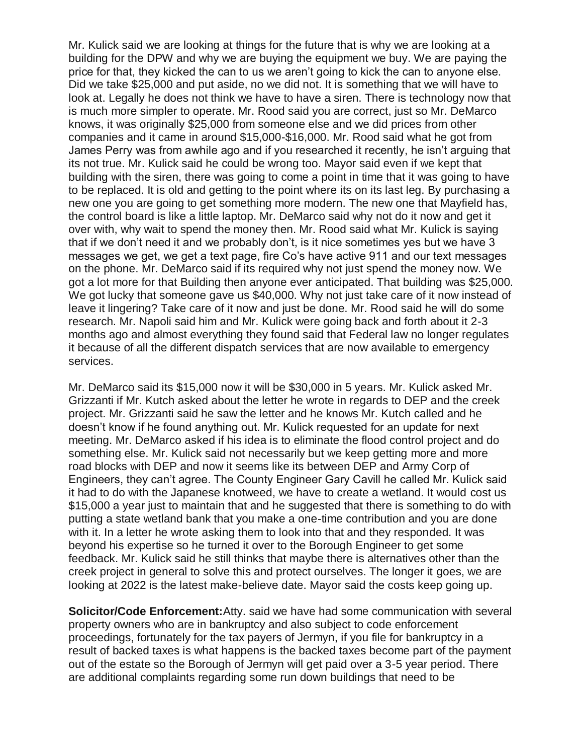Mr. Kulick said we are looking at things for the future that is why we are looking at a building for the DPW and why we are buying the equipment we buy. We are paying the price for that, they kicked the can to us we aren't going to kick the can to anyone else. Did we take $25,000 and put aside, no we did not. It is something that we will have to look at. Legally he does not think we have to have a siren. There is technology now that is much more simpler to operate. Mr. Rood said you are correct, just so Mr. DeMarco knows, it was originally $25,000 from someone else and we did prices from other companies and it came in around $15,000-$16,000. Mr. Rood said what he got from James Perry was from awhile ago and if you researched it recently, he isn't arguing that its not true. Mr. Kulick said he could be wrong too. Mayor said even if we kept that building with the siren, there was going to come a point in time that it was going to have to be replaced. It is old and getting to the point where its on its last leg. By purchasing a new one you are going to get something more modern. The new one that Mayfield has, the control board is like a little laptop. Mr. DeMarco said why not do it now and get it over with, why wait to spend the money then. Mr. Rood said what Mr. Kulick is saying that if we don't need it and we probably don't, is it nice sometimes yes but we have 3 messages we get, we get a text page, fire Co's have active 911 and our text messages on the phone. Mr. DeMarco said if its required why not just spend the money now. We got a lot more for that Building then anyone ever anticipated. That building was $25,000. We got lucky that someone gave us $40,000. Why not just take care of it now instead of leave it lingering? Take care of it now and just be done. Mr. Rood said he will do some research. Mr. Napoli said him and Mr. Kulick were going back and forth about it 2-3 months ago and almost everything they found said that Federal law no longer regulates it because of all the different dispatch services that are now available to emergency services.

Mr. DeMarco said its $15,000 now it will be $30,000 in 5 years. Mr. Kulick asked Mr. Grizzanti if Mr. Kutch asked about the letter he wrote in regards to DEP and the creek project. Mr. Grizzanti said he saw the letter and he knows Mr. Kutch called and he doesn't know if he found anything out. Mr. Kulick requested for an update for next meeting. Mr. DeMarco asked if his idea is to eliminate the flood control project and do something else. Mr. Kulick said not necessarily but we keep getting more and more road blocks with DEP and now it seems like its between DEP and Army Corp of Engineers, they can't agree. The County Engineer Gary Cavill he called Mr. Kulick said it had to do with the Japanese knotweed, we have to create a wetland. It would cost us $15,000 a year just to maintain that and he suggested that there is something to do with putting a state wetland bank that you make a one-time contribution and you are done with it. In a letter he wrote asking them to look into that and they responded. It was beyond his expertise so he turned it over to the Borough Engineer to get some feedback. Mr. Kulick said he still thinks that maybe there is alternatives other than the creek project in general to solve this and protect ourselves. The longer it goes, we are looking at 2022 is the latest make-believe date. Mayor said the costs keep going up.

**Solicitor/Code Enforcement:** Atty. said we have had some communication with several property owners who are in bankruptcy and also subject to code enforcement proceedings, fortunately for the tax payers of Jermyn, if you file for bankruptcy in a result of backed taxes is what happens is the backed taxes become part of the payment out of the estate so the Borough of Jermyn will get paid over a 3-5 year period. There are additional complaints regarding some run down buildings that need to be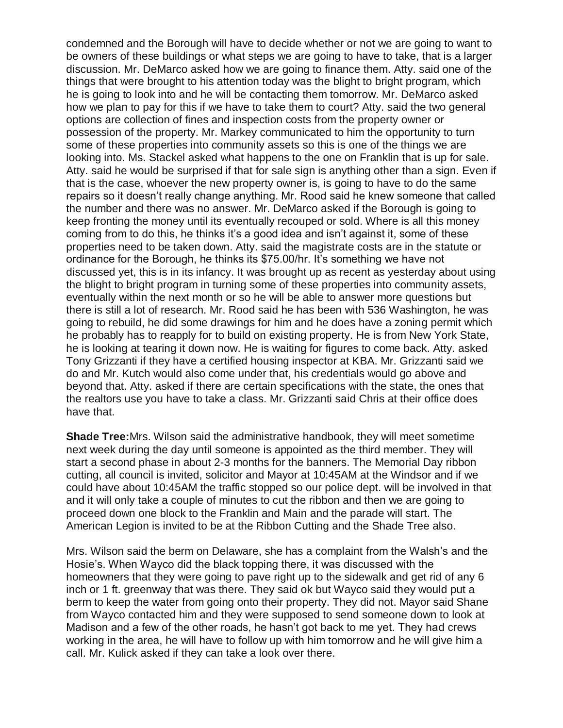condemned and the Borough will have to decide whether or not we are going to want to be owners of these buildings or what steps we are going to have to take, that is a larger discussion. Mr. DeMarco asked how we are going to finance them. Atty. said one of the things that were brought to his attention today was the blight to bright program, which he is going to look into and he will be contacting them tomorrow. Mr. DeMarco asked how we plan to pay for this if we have to take them to court? Atty. said the two general options are collection of fines and inspection costs from the property owner or possession of the property. Mr. Markey communicated to him the opportunity to turn some of these properties into community assets so this is one of the things we are looking into. Ms. Stackel asked what happens to the one on Franklin that is up for sale. Atty. said he would be surprised if that for sale sign is anything other than a sign. Even if that is the case, whoever the new property owner is, is going to have to do the same repairs so it doesn't really change anything. Mr. Rood said he knew someone that called the number and there was no answer. Mr. DeMarco asked if the Borough is going to keep fronting the money until its eventually recouped or sold. Where is all this money coming from to do this, he thinks it's a good idea and isn't against it, some of these properties need to be taken down. Atty. said the magistrate costs are in the statute or ordinance for the Borough, he thinks its $75.00/hr. It's something we have not discussed yet, this is in its infancy. It was brought up as recent as yesterday about using the blight to bright program in turning some of these properties into community assets, eventually within the next month or so he will be able to answer more questions but there is still a lot of research. Mr. Rood said he has been with 536 Washington, he was going to rebuild, he did some drawings for him and he does have a zoning permit which he probably has to reapply for to build on existing property. He is from New York State, he is looking at tearing it down now. He is waiting for figures to come back. Atty. asked Tony Grizzanti if they have a certified housing inspector at KBA. Mr. Grizzanti said we do and Mr. Kutch would also come under that, his credentials would go above and beyond that. Atty. asked if there are certain specifications with the state, the ones that the realtors use you have to take a class. Mr. Grizzanti said Chris at their office does have that.

**Shade Tree:** Mrs. Wilson said the administrative handbook, they will meet sometime next week during the day until someone is appointed as the third member. They will start a second phase in about 2-3 months for the banners. The Memorial Day ribbon cutting, all council is invited, solicitor and Mayor at 10:45AM at the Windsor and if we could have about 10:45AM the traffic stopped so our police dept. will be involved in that and it will only take a couple of minutes to cut the ribbon and then we are going to proceed down one block to the Franklin and Main and the parade will start. The American Legion is invited to be at the Ribbon Cutting and the Shade Tree also.

Mrs. Wilson said the berm on Delaware, she has a complaint from the Walsh's and the Hosie's. When Wayco did the black topping there, it was discussed with the homeowners that they were going to pave right up to the sidewalk and get rid of any 6 inch or 1 ft. greenway that was there. They said ok but Wayco said they would put a berm to keep the water from going onto their property. They did not. Mayor said Shane from Wayco contacted him and they were supposed to send someone down to look at Madison and a few of the other roads, he hasn't got back to me yet. They had crews working in the area, he will have to follow up with him tomorrow and he will give him a call. Mr. Kulick asked if they can take a look over there.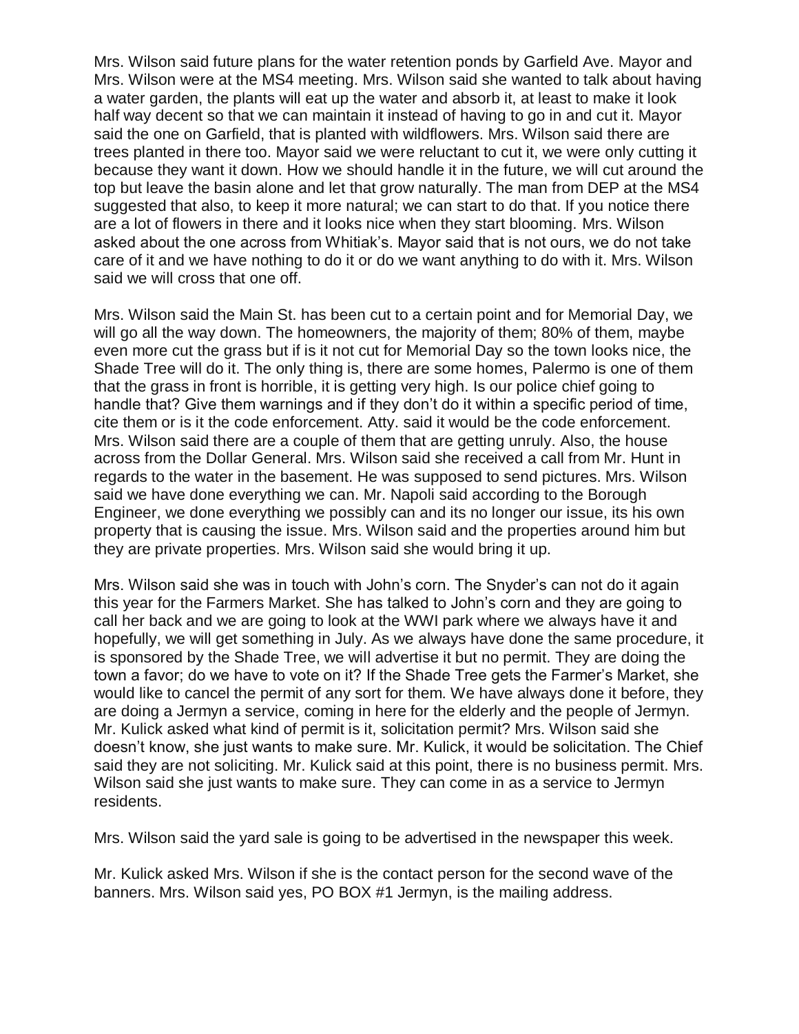Mrs. Wilson said future plans for the water retention ponds by Garfield Ave. Mayor and Mrs. Wilson were at the MS4 meeting. Mrs. Wilson said she wanted to talk about having a water garden, the plants will eat up the water and absorb it, at least to make it look half way decent so that we can maintain it instead of having to go in and cut it. Mayor said the one on Garfield, that is planted with wildflowers. Mrs. Wilson said there are trees planted in there too. Mayor said we were reluctant to cut it, we were only cutting it because they want it down. How we should handle it in the future, we will cut around the top but leave the basin alone and let that grow naturally. The man from DEP at the MS4 suggested that also, to keep it more natural; we can start to do that. If you notice there are a lot of flowers in there and it looks nice when they start blooming. Mrs. Wilson asked about the one across from Whitiak's. Mayor said that is not ours, we do not take care of it and we have nothing to do it or do we want anything to do with it. Mrs. Wilson said we will cross that one off.

Mrs. Wilson said the Main St. has been cut to a certain point and for Memorial Day, we will go all the way down. The homeowners, the majority of them; 80% of them, maybe even more cut the grass but if is it not cut for Memorial Day so the town looks nice, the Shade Tree will do it. The only thing is, there are some homes, Palermo is one of them that the grass in front is horrible, it is getting very high. Is our police chief going to handle that? Give them warnings and if they don't do it within a specific period of time, cite them or is it the code enforcement. Atty. said it would be the code enforcement. Mrs. Wilson said there are a couple of them that are getting unruly. Also, the house across from the Dollar General. Mrs. Wilson said she received a call from Mr. Hunt in regards to the water in the basement. He was supposed to send pictures. Mrs. Wilson said we have done everything we can. Mr. Napoli said according to the Borough Engineer, we done everything we possibly can and its no longer our issue, its his own property that is causing the issue. Mrs. Wilson said and the properties around him but they are private properties. Mrs. Wilson said she would bring it up.

Mrs. Wilson said she was in touch with John's corn. The Snyder's can not do it again this year for the Farmers Market. She has talked to John's corn and they are going to call her back and we are going to look at the WWI park where we always have it and hopefully, we will get something in July. As we always have done the same procedure, it is sponsored by the Shade Tree, we will advertise it but no permit. They are doing the town a favor; do we have to vote on it? If the Shade Tree gets the Farmer's Market, she would like to cancel the permit of any sort for them. We have always done it before, they are doing a Jermyn a service, coming in here for the elderly and the people of Jermyn. Mr. Kulick asked what kind of permit is it, solicitation permit? Mrs. Wilson said she doesn't know, she just wants to make sure. Mr. Kulick, it would be solicitation. The Chief said they are not soliciting. Mr. Kulick said at this point, there is no business permit. Mrs. Wilson said she just wants to make sure. They can come in as a service to Jermyn residents.

Mrs. Wilson said the yard sale is going to be advertised in the newspaper this week.

Mr. Kulick asked Mrs. Wilson if she is the contact person for the second wave of the banners. Mrs. Wilson said yes, PO BOX #1 Jermyn, is the mailing address.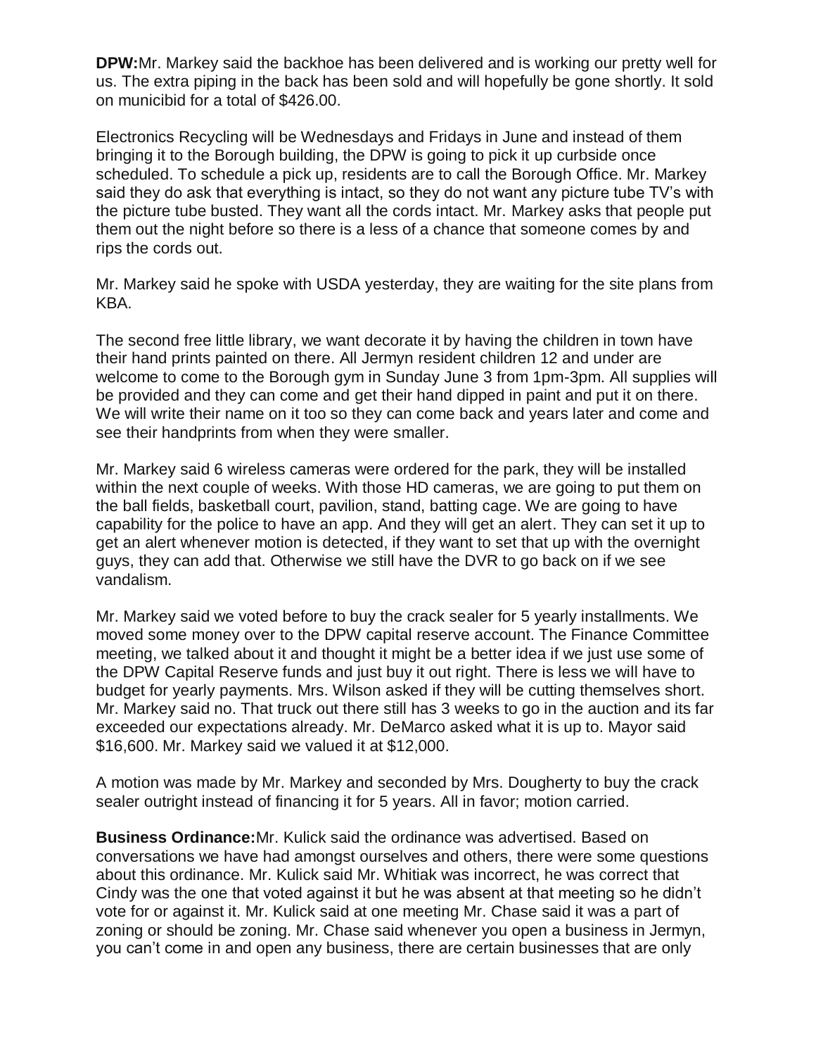**DPW:**Mr. Markey said the backhoe has been delivered and is working our pretty well for us. The extra piping in the back has been sold and will hopefully be gone shortly. It sold on municibid for a total of $426.00.

Electronics Recycling will be Wednesdays and Fridays in June and instead of them bringing it to the Borough building, the DPW is going to pick it up curbside once scheduled. To schedule a pick up, residents are to call the Borough Office. Mr. Markey said they do ask that everything is intact, so they do not want any picture tube TV's with the picture tube busted. They want all the cords intact. Mr. Markey asks that people put them out the night before so there is a less of a chance that someone comes by and rips the cords out.

Mr. Markey said he spoke with USDA yesterday, they are waiting for the site plans from KBA.

The second free little library, we want decorate it by having the children in town have their hand prints painted on there. All Jermyn resident children 12 and under are welcome to come to the Borough gym in Sunday June 3 from 1pm-3pm. All supplies will be provided and they can come and get their hand dipped in paint and put it on there. We will write their name on it too so they can come back and years later and come and see their handprints from when they were smaller.

Mr. Markey said 6 wireless cameras were ordered for the park, they will be installed within the next couple of weeks. With those HD cameras, we are going to put them on the ball fields, basketball court, pavilion, stand, batting cage. We are going to have capability for the police to have an app. And they will get an alert. They can set it up to get an alert whenever motion is detected, if they want to set that up with the overnight guys, they can add that. Otherwise we still have the DVR to go back on if we see vandalism.

Mr. Markey said we voted before to buy the crack sealer for 5 yearly installments. We moved some money over to the DPW capital reserve account. The Finance Committee meeting, we talked about it and thought it might be a better idea if we just use some of the DPW Capital Reserve funds and just buy it out right. There is less we will have to budget for yearly payments. Mrs. Wilson asked if they will be cutting themselves short. Mr. Markey said no. That truck out there still has 3 weeks to go in the auction and its far exceeded our expectations already. Mr. DeMarco asked what it is up to. Mayor said $16,600. Mr. Markey said we valued it at $12,000.

A motion was made by Mr. Markey and seconded by Mrs. Dougherty to buy the crack sealer outright instead of financing it for 5 years. All in favor; motion carried.

**Business Ordinance:**Mr. Kulick said the ordinance was advertised. Based on conversations we have had amongst ourselves and others, there were some questions about this ordinance. Mr. Kulick said Mr. Whitiak was incorrect, he was correct that Cindy was the one that voted against it but he was absent at that meeting so he didn't vote for or against it. Mr. Kulick said at one meeting Mr. Chase said it was a part of zoning or should be zoning. Mr. Chase said whenever you open a business in Jermyn, you can't come in and open any business, there are certain businesses that are only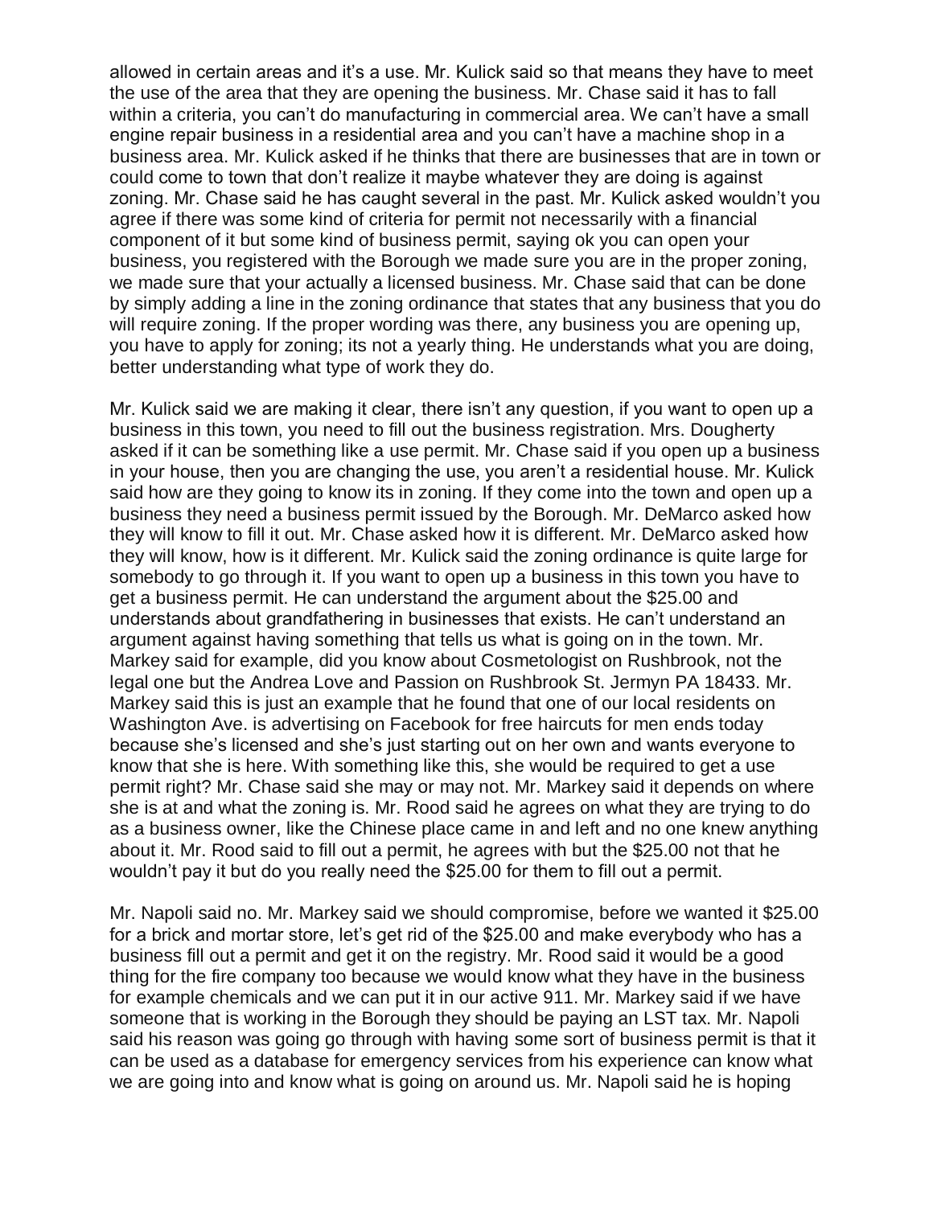allowed in certain areas and it's a use. Mr. Kulick said so that means they have to meet the use of the area that they are opening the business. Mr. Chase said it has to fall within a criteria, you can't do manufacturing in commercial area. We can't have a small engine repair business in a residential area and you can't have a machine shop in a business area. Mr. Kulick asked if he thinks that there are businesses that are in town or could come to town that don't realize it maybe whatever they are doing is against zoning. Mr. Chase said he has caught several in the past. Mr. Kulick asked wouldn't you agree if there was some kind of criteria for permit not necessarily with a financial component of it but some kind of business permit, saying ok you can open your business, you registered with the Borough we made sure you are in the proper zoning, we made sure that your actually a licensed business. Mr. Chase said that can be done by simply adding a line in the zoning ordinance that states that any business that you do will require zoning. If the proper wording was there, any business you are opening up, you have to apply for zoning; its not a yearly thing. He understands what you are doing, better understanding what type of work they do.

Mr. Kulick said we are making it clear, there isn't any question, if you want to open up a business in this town, you need to fill out the business registration. Mrs. Dougherty asked if it can be something like a use permit. Mr. Chase said if you open up a business in your house, then you are changing the use, you aren't a residential house. Mr. Kulick said how are they going to know its in zoning. If they come into the town and open up a business they need a business permit issued by the Borough. Mr. DeMarco asked how they will know to fill it out. Mr. Chase asked how it is different. Mr. DeMarco asked how they will know, how is it different. Mr. Kulick said the zoning ordinance is quite large for somebody to go through it. If you want to open up a business in this town you have to get a business permit. He can understand the argument about the $25.00 and understands about grandfathering in businesses that exists. He can't understand an argument against having something that tells us what is going on in the town. Mr. Markey said for example, did you know about Cosmetologist on Rushbrook, not the legal one but the Andrea Love and Passion on Rushbrook St. Jermyn PA 18433. Mr. Markey said this is just an example that he found that one of our local residents on Washington Ave. is advertising on Facebook for free haircuts for men ends today because she's licensed and she's just starting out on her own and wants everyone to know that she is here. With something like this, she would be required to get a use permit right? Mr. Chase said she may or may not. Mr. Markey said it depends on where she is at and what the zoning is. Mr. Rood said he agrees on what they are trying to do as a business owner, like the Chinese place came in and left and no one knew anything about it. Mr. Rood said to fill out a permit, he agrees with but the $25.00 not that he wouldn't pay it but do you really need the $25.00 for them to fill out a permit.

Mr. Napoli said no. Mr. Markey said we should compromise, before we wanted it $25.00 for a brick and mortar store, let's get rid of the $25.00 and make everybody who has a business fill out a permit and get it on the registry. Mr. Rood said it would be a good thing for the fire company too because we would know what they have in the business for example chemicals and we can put it in our active 911. Mr. Markey said if we have someone that is working in the Borough they should be paying an LST tax. Mr. Napoli said his reason was going go through with having some sort of business permit is that it can be used as a database for emergency services from his experience can know what we are going into and know what is going on around us. Mr. Napoli said he is hoping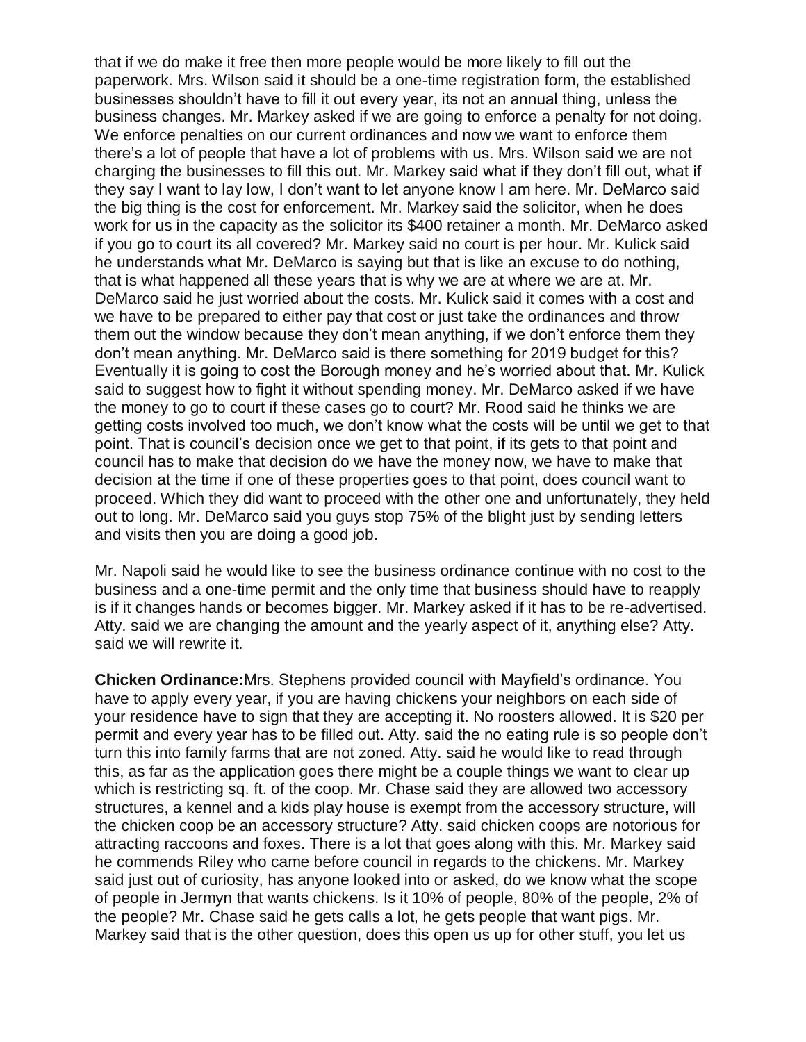that if we do make it free then more people would be more likely to fill out the paperwork. Mrs. Wilson said it should be a one-time registration form, the established businesses shouldn't have to fill it out every year, its not an annual thing, unless the business changes. Mr. Markey asked if we are going to enforce a penalty for not doing. We enforce penalties on our current ordinances and now we want to enforce them there's a lot of people that have a lot of problems with us. Mrs. Wilson said we are not charging the businesses to fill this out. Mr. Markey said what if they don't fill out, what if they say I want to lay low, I don't want to let anyone know I am here. Mr. DeMarco said the big thing is the cost for enforcement. Mr. Markey said the solicitor, when he does work for us in the capacity as the solicitor its $400 retainer a month. Mr. DeMarco asked if you go to court its all covered? Mr. Markey said no court is per hour. Mr. Kulick said he understands what Mr. DeMarco is saying but that is like an excuse to do nothing, that is what happened all these years that is why we are at where we are at. Mr. DeMarco said he just worried about the costs. Mr. Kulick said it comes with a cost and we have to be prepared to either pay that cost or just take the ordinances and throw them out the window because they don't mean anything, if we don't enforce them they don't mean anything. Mr. DeMarco said is there something for 2019 budget for this? Eventually it is going to cost the Borough money and he's worried about that. Mr. Kulick said to suggest how to fight it without spending money. Mr. DeMarco asked if we have the money to go to court if these cases go to court? Mr. Rood said he thinks we are getting costs involved too much, we don't know what the costs will be until we get to that point. That is council's decision once we get to that point, if its gets to that point and council has to make that decision do we have the money now, we have to make that decision at the time if one of these properties goes to that point, does council want to proceed. Which they did want to proceed with the other one and unfortunately, they held out to long. Mr. DeMarco said you guys stop 75% of the blight just by sending letters and visits then you are doing a good job.

Mr. Napoli said he would like to see the business ordinance continue with no cost to the business and a one-time permit and the only time that business should have to reapply is if it changes hands or becomes bigger. Mr. Markey asked if it has to be re-advertised. Atty. said we are changing the amount and the yearly aspect of it, anything else? Atty. said we will rewrite it.

**Chicken Ordinance:**Mrs. Stephens provided council with Mayfield's ordinance. You have to apply every year, if you are having chickens your neighbors on each side of your residence have to sign that they are accepting it. No roosters allowed. It is $20 per permit and every year has to be filled out. Atty. said the no eating rule is so people don't turn this into family farms that are not zoned. Atty. said he would like to read through this, as far as the application goes there might be a couple things we want to clear up which is restricting sq. ft. of the coop. Mr. Chase said they are allowed two accessory structures, a kennel and a kids play house is exempt from the accessory structure, will the chicken coop be an accessory structure? Atty. said chicken coops are notorious for attracting raccoons and foxes. There is a lot that goes along with this. Mr. Markey said he commends Riley who came before council in regards to the chickens. Mr. Markey said just out of curiosity, has anyone looked into or asked, do we know what the scope of people in Jermyn that wants chickens. Is it 10% of people, 80% of the people, 2% of the people? Mr. Chase said he gets calls a lot, he gets people that want pigs. Mr. Markey said that is the other question, does this open us up for other stuff, you let us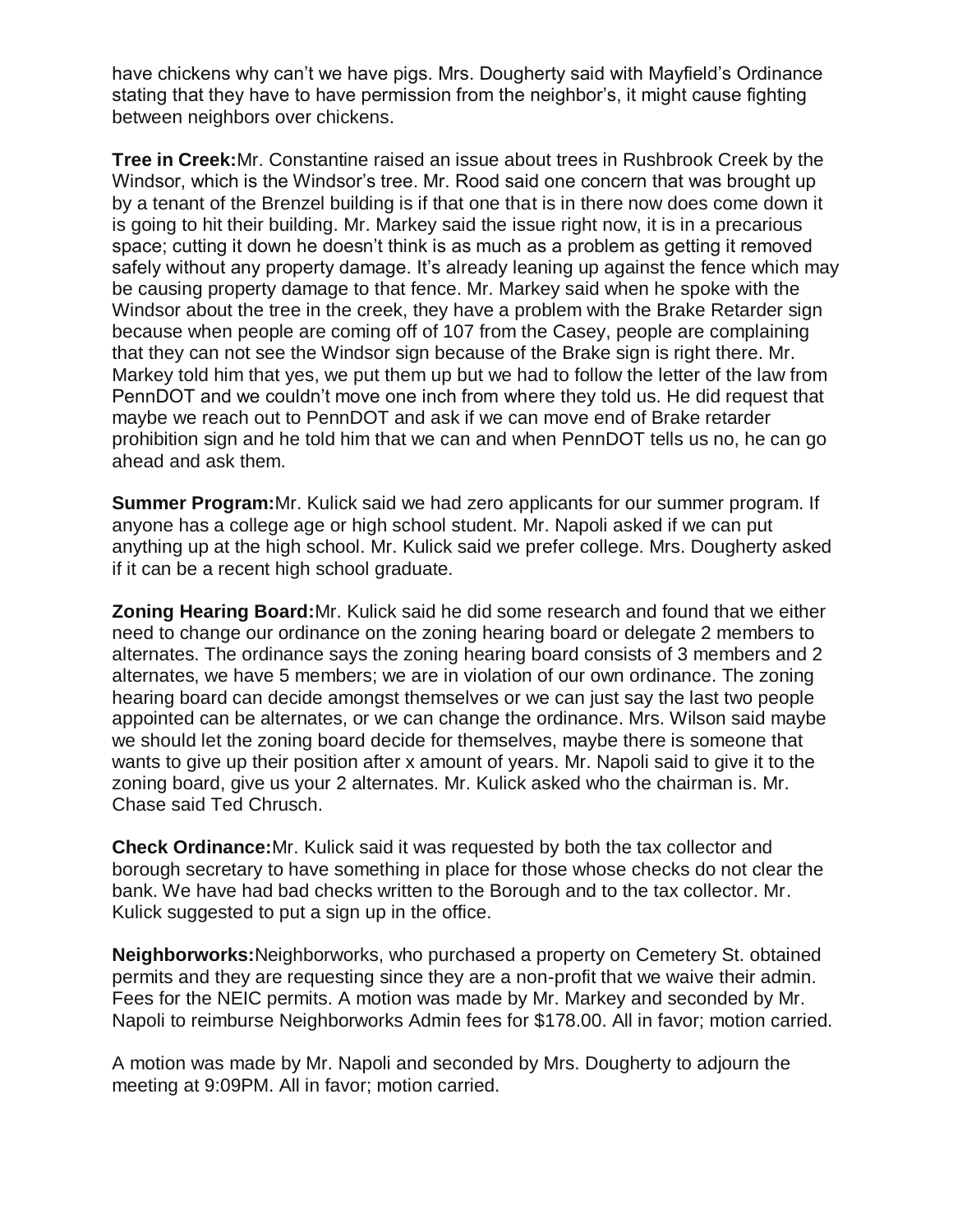have chickens why can't we have pigs. Mrs. Dougherty said with Mayfield's Ordinance stating that they have to have permission from the neighbor's, it might cause fighting between neighbors over chickens.

**Tree in Creek:** Mr. Constantine raised an issue about trees in Rushbrook Creek by the Windsor, which is the Windsor's tree. Mr. Rood said one concern that was brought up by a tenant of the Brenzel building is if that one that is in there now does come down it is going to hit their building. Mr. Markey said the issue right now, it is in a precarious space; cutting it down he doesn't think is as much as a problem as getting it removed safely without any property damage. It's already leaning up against the fence which may be causing property damage to that fence. Mr. Markey said when he spoke with the Windsor about the tree in the creek, they have a problem with the Brake Retarder sign because when people are coming off of 107 from the Casey, people are complaining that they can not see the Windsor sign because of the Brake sign is right there. Mr. Markey told him that yes, we put them up but we had to follow the letter of the law from PennDOT and we couldn't move one inch from where they told us. He did request that maybe we reach out to PennDOT and ask if we can move end of Brake retarder prohibition sign and he told him that we can and when PennDOT tells us no, he can go ahead and ask them.

**Summer Program:** Mr. Kulick said we had zero applicants for our summer program. If anyone has a college age or high school student. Mr. Napoli asked if we can put anything up at the high school. Mr. Kulick said we prefer college. Mrs. Dougherty asked if it can be a recent high school graduate.

**Zoning Hearing Board:** Mr. Kulick said he did some research and found that we either need to change our ordinance on the zoning hearing board or delegate 2 members to alternates. The ordinance says the zoning hearing board consists of 3 members and 2 alternates, we have 5 members; we are in violation of our own ordinance. The zoning hearing board can decide amongst themselves or we can just say the last two people appointed can be alternates, or we can change the ordinance. Mrs. Wilson said maybe we should let the zoning board decide for themselves, maybe there is someone that wants to give up their position after x amount of years. Mr. Napoli said to give it to the zoning board, give us your 2 alternates. Mr. Kulick asked who the chairman is. Mr. Chase said Ted Chrusch.

**Check Ordinance:** Mr. Kulick said it was requested by both the tax collector and borough secretary to have something in place for those whose checks do not clear the bank. We have had bad checks written to the Borough and to the tax collector. Mr. Kulick suggested to put a sign up in the office.

**Neighborworks:** Neighborworks, who purchased a property on Cemetery St. obtained permits and they are requesting since they are a non-profit that we waive their admin. Fees for the NEIC permits. A motion was made by Mr. Markey and seconded by Mr. Napoli to reimburse Neighborworks Admin fees for $178.00. All in favor; motion carried.

A motion was made by Mr. Napoli and seconded by Mrs. Dougherty to adjourn the meeting at 9:09PM. All in favor; motion carried.